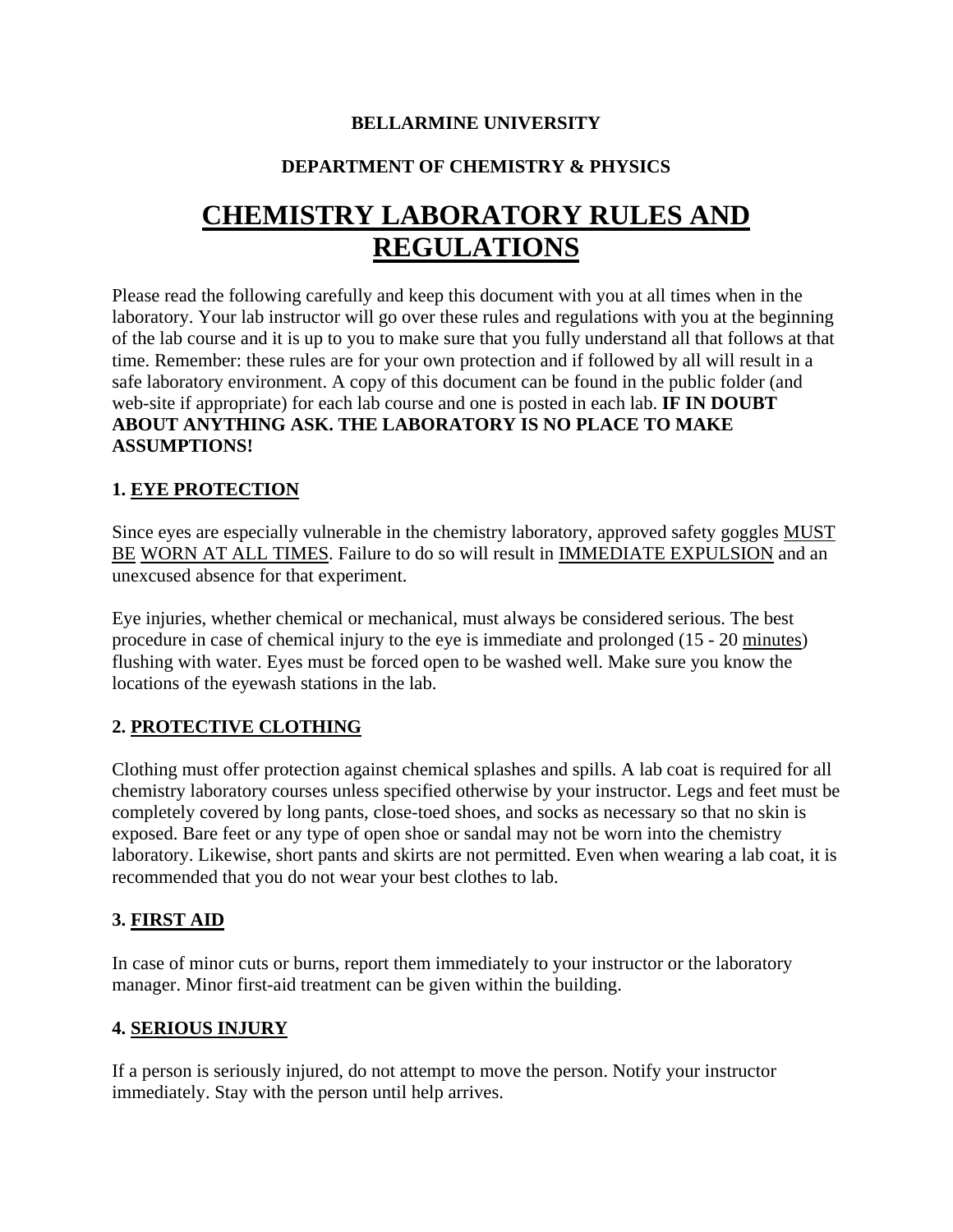**BELLARMINE UNIVERSITY**

**DEPARTMENT OF CHEMISTRY & PHYSICS**

# CHEMISTRY LABORATORY RULES AND REGULATIONS

Please read the following carefully and keep this document with you at all times when in the laboratory. Your lab instructor will go over these rules and regulations with you at the beginning of the lab course and it is up to you to make sure that you fully understand all that follows at that time. Remember: these rules are for your own protection and if followed by all will result in a safe laboratory environment. A copy of this document can be found in the public folder (and web-site if appropriate) for each lab course and one is posted in each lab. **IF IN DOUBT ABOUT ANYTHING ASK. THE LABORATORY IS NO PLACE TO MAKE ASSUMPTIONS!**

## 1. EYE PROTECTION

Since eyes are especially vulnerable in the chemistry laboratory, approved safety goggles MUST BE WORN AT ALL TIMES. Failure to do so will result in IMMEDIATE EXPULSION and an unexcused absence for that experiment.

Eye injuries, whether chemical or mechanical, must always be considered serious. The best procedure in case of chemical injury to the eye is immediate and prolonged (15 - 20 minutes) flushing with water. Eyes must be forced open to be washed well. Make sure you know the locations of the eyewash stations in the lab.

## 2. PROTECTIVE CLOTHING

Clothing must offer protection against chemical splashes and spills. A lab coat is required for all chemistry laboratory courses unless specified otherwise by your instructor. Legs and feet must be completely covered by long pants, close-toed shoes, and socks as necessary so that no skin is exposed. Bare feet or any type of open shoe or sandal may not be worn into the chemistry laboratory. Likewise, short pants and skirts are not permitted. Even when wearing a lab coat, it is recommended that you do not wear your best clothes to lab.

## 3. FIRST AID

In case of minor cuts or burns, report them immediately to your instructor or the laboratory manager. Minor first-aid treatment can be given within the building.

## 4. SERIOUS INJURY

If a person is seriously injured, do not attempt to move the person. Notify your instructor immediately. Stay with the person until help arrives.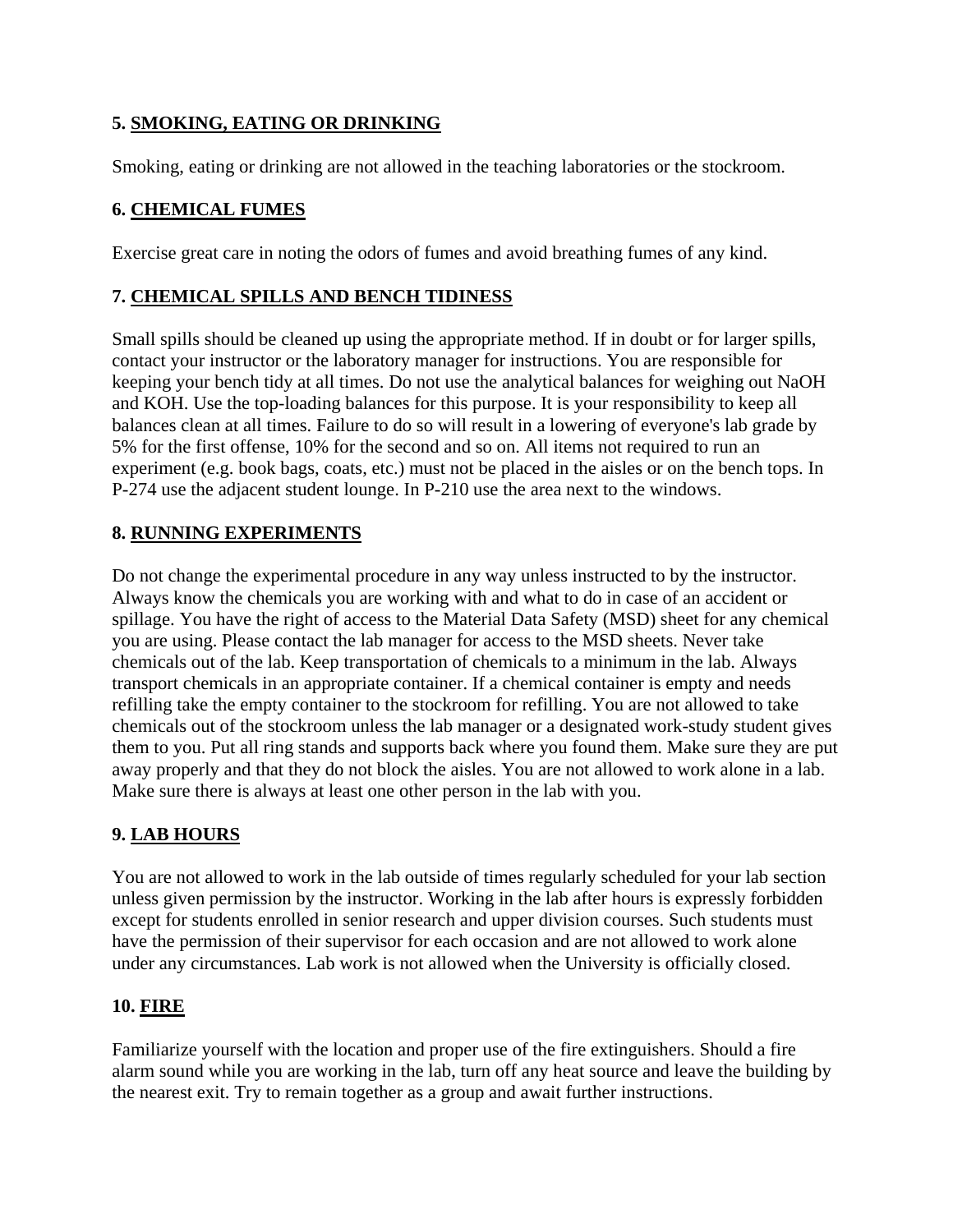## 5. <u>SMOKING, EATING OR DRINKING</u>

Smoking, eating or drinking are not allowed in the teaching laboratories or the stockroom.

## 6. <u>CHEMICAL FUMES</u>

Exercise great care in noting the odors of fumes and avoid breathing fumes of any kind.

## 7. <u>CHEMICAL SPILLS AND BENCH TIDINESS</u>

Small spills should be cleaned up using the appropriate method. If in doubt or for larger spills, contact your instructor or the laboratory manager for instructions. You are responsible for keeping your bench tidy at all times. Do not use the analytical balances for weighing out NaOH and KOH. Use the top-loading balances for this purpose. It is your responsibility to keep all balances clean at all times. Failure to do so will result in a lowering of everyone's lab grade by 5% for the first offense, 10% for the second and so on. All items not required to run an experiment (e.g. book bags, coats, etc.) must not be placed in the aisles or on the bench tops. In P-274 use the adjacent student lounge. In P-210 use the area next to the windows.

## 8. <u>RUNNING EXPERIMENTS</u>

Do not change the experimental procedure in any way unless instructed to by the instructor. Always know the chemicals you are working with and what to do in case of an accident or spillage. You have the right of access to the Material Data Safety (MSD) sheet for any chemical you are using. Please contact the lab manager for access to the MSD sheets. Never take chemicals out of the lab. Keep transportation of chemicals to a minimum in the lab. Always transport chemicals in an appropriate container. If a chemical container is empty and needs refilling take the empty container to the stockroom for refilling. You are not allowed to take chemicals out of the stockroom unless the lab manager or a designated work-study student gives them to you. Put all ring stands and supports back where you found them. Make sure they are put away properly and that they do not block the aisles. You are not allowed to work alone in a lab. Make sure there is always at least one other person in the lab with you.

## 9. <u>LAB HOURS</u>

You are not allowed to work in the lab outside of times regularly scheduled for your lab section unless given permission by the instructor. Working in the lab after hours is expressly forbidden except for students enrolled in senior research and upper division courses. Such students must have the permission of their supervisor for each occasion and are not allowed to work alone under any circumstances. Lab work is not allowed when the University is officially closed.

## 10. <u>FIRE</u>

Familiarize yourself with the location and proper use of the fire extinguishers. Should a fire alarm sound while you are working in the lab, turn off any heat source and leave the building by the nearest exit. Try to remain together as a group and await further instructions.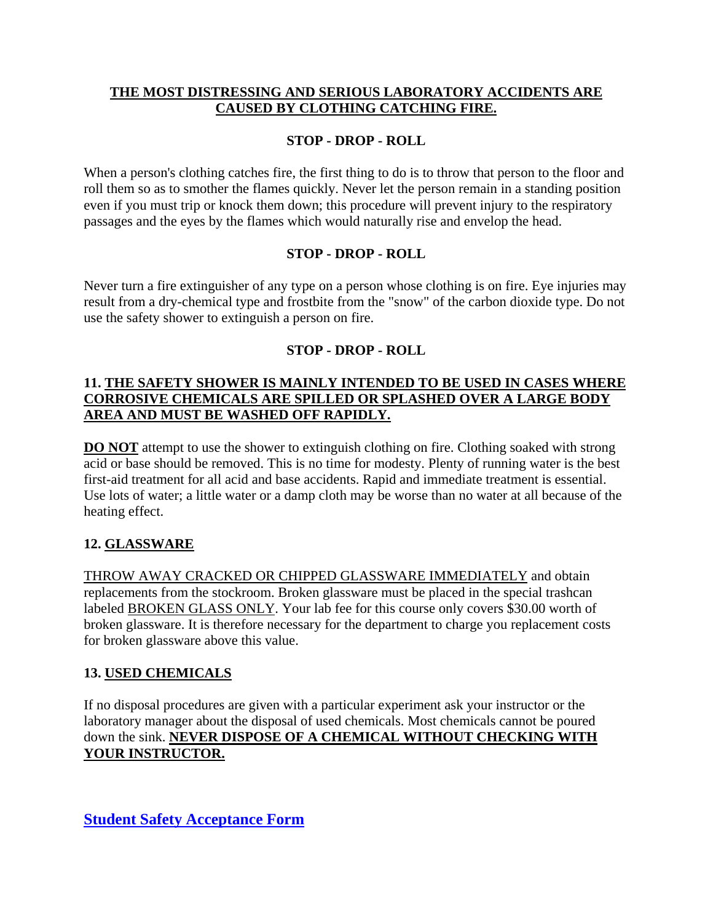**THE MOST DISTRESSING AND SERIOUS LABORATORY ACCIDENTS ARE CAUSED BY CLOTHING CATCHING FIRE.**

**STOP - DROP - ROLL**

When a person's clothing catches fire, the first thing to do is to throw that person to the floor and roll them so as to smother the flames quickly. Never let the person remain in a standing position even if you must trip or knock them down; this procedure will prevent injury to the respiratory passages and the eyes by the flames which would naturally rise and envelop the head.

**STOP - DROP - ROLL**

Never turn a fire extinguisher of any type on a person whose clothing is on fire. Eye injuries may result from a dry-chemical type and frostbite from the "snow" of the carbon dioxide type. Do not use the safety shower to extinguish a person on fire.

**STOP - DROP - ROLL**

**11. THE SAFETY SHOWER IS MAINLY INTENDED TO BE USED IN CASES WHERE CORROSIVE CHEMICALS ARE SPILLED OR SPLASHED OVER A LARGE BODY AREA AND MUST BE WASHED OFF RAPIDLY.**

**DO NOT** attempt to use the shower to extinguish clothing on fire. Clothing soaked with strong acid or base should be removed. This is no time for modesty. Plenty of running water is the best first-aid treatment for all acid and base accidents. Rapid and immediate treatment is essential. Use lots of water; a little water or a damp cloth may be worse than no water at all because of the heating effect.

**12. GLASSWARE**

THROW AWAY CRACKED OR CHIPPED GLASSWARE IMMEDIATELY and obtain replacements from the stockroom. Broken glassware must be placed in the special trashcan labeled BROKEN GLASS ONLY. Your lab fee for this course only covers $30.00 worth of broken glassware. It is therefore necessary for the department to charge you replacement costs for broken glassware above this value.

**13. USED CHEMICALS**

If no disposal procedures are given with a particular experiment ask your instructor or the laboratory manager about the disposal of used chemicals. Most chemicals cannot be poured down the sink. **NEVER DISPOSE OF A CHEMICAL WITHOUT CHECKING WITH YOUR INSTRUCTOR.**

**Student Safety Acceptance Form**